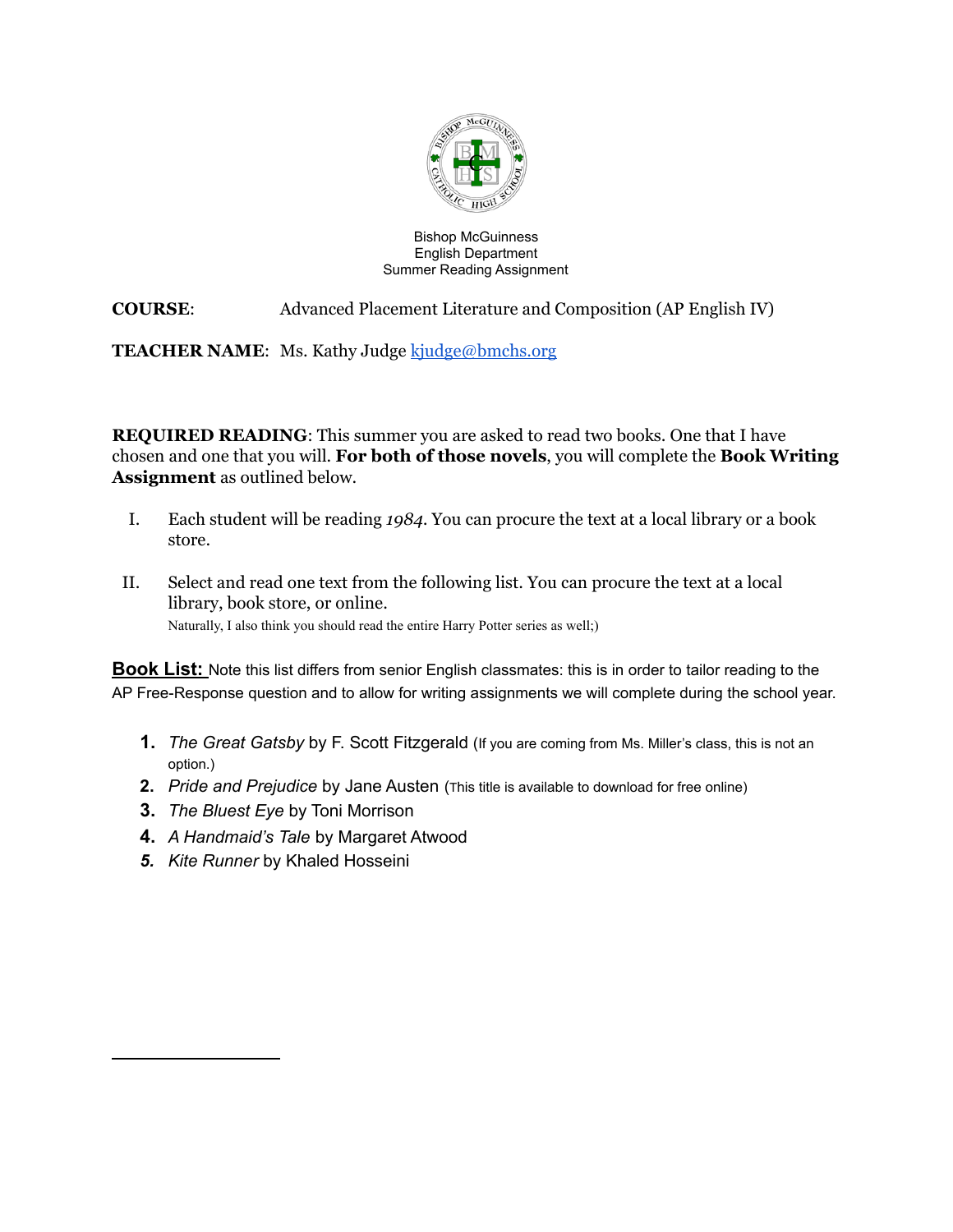Bishop McGuinness
English Department
Summer Reading Assignment

**COURSE**: Advanced Placement Literature and Composition (AP English IV)

**TEACHER NAME**: Ms. Kathy Judge [kjudge@bmchs.org](mailto:kjudge@bmchs.org)

**REQUIRED READING**: This summer you are asked to read two books. One that I have chosen and one that you will. **For both of those novels**, you will complete the **Book Writing Assignment** as outlined below.

I. Each student will be reading *1984*. You can procure the text at a local library or a book store.

II. Select and read one text from the following list. You can procure the text at a local library, book store, or online.
Naturally, I also think you should read the entire Harry Potter series as well;)

**<u>Book List:</u>** Note this list differs from senior English classmates: this is in order to tailor reading to the AP Free-Response question and to allow for writing assignments we will complete during the school year.

1. *The Great Gatsby* by F. Scott Fitzgerald (If you are coming from Ms. Miller's class, this is not an option.)
2. *Pride and Prejudice* by Jane Austen (This title is available to download for free online)
3. *The Bluest Eye* by Toni Morrison
4. *A Handmaid's Tale* by Margaret Atwood
5. *Kite Runner* by Khaled Hosseini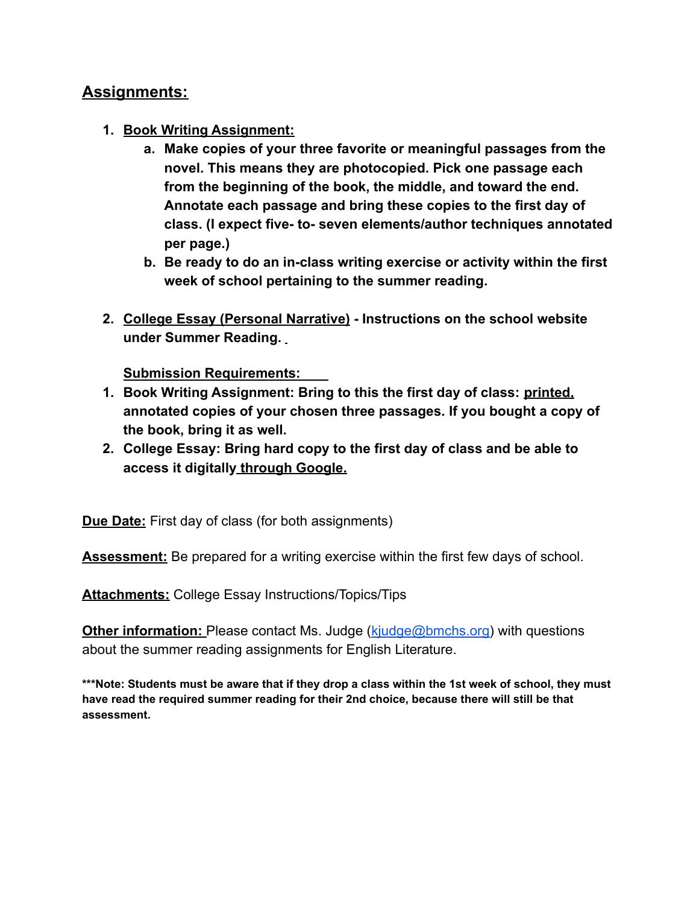## Assignments:

1. **Book Writing Assignment:**
   a. **Make copies of your three favorite or meaningful passages from the novel. This means they are photocopied. Pick one passage each from the beginning of the book, the middle, and toward the end. Annotate each passage and bring these copies to the first day of class. (I expect five- to- seven elements/author techniques annotated per page.)**
   b. **Be ready to do an in-class writing exercise or activity within the first week of school pertaining to the summer reading.**

2. **College Essay (Personal Narrative) - Instructions on the school website under Summer Reading.**

   **Submission Requirements:**

1. **Book Writing Assignment: Bring to this the first day of class: printed, annotated copies of your chosen three passages. If you bought a copy of the book, bring it as well.**
2. **College Essay: Bring hard copy to the first day of class and be able to access it digitally through Google.**

**Due Date:** First day of class (for both assignments)

**Assessment:** Be prepared for a writing exercise within the first few days of school.

**Attachments:** College Essay Instructions/Topics/Tips

**Other information:** Please contact Ms. Judge (kjudge@bmchs.org) with questions about the summer reading assignments for English Literature.

**\*\*\*Note: Students must be aware that if they drop a class within the 1st week of school, they must have read the required summer reading for their 2nd choice, because there will still be that assessment.**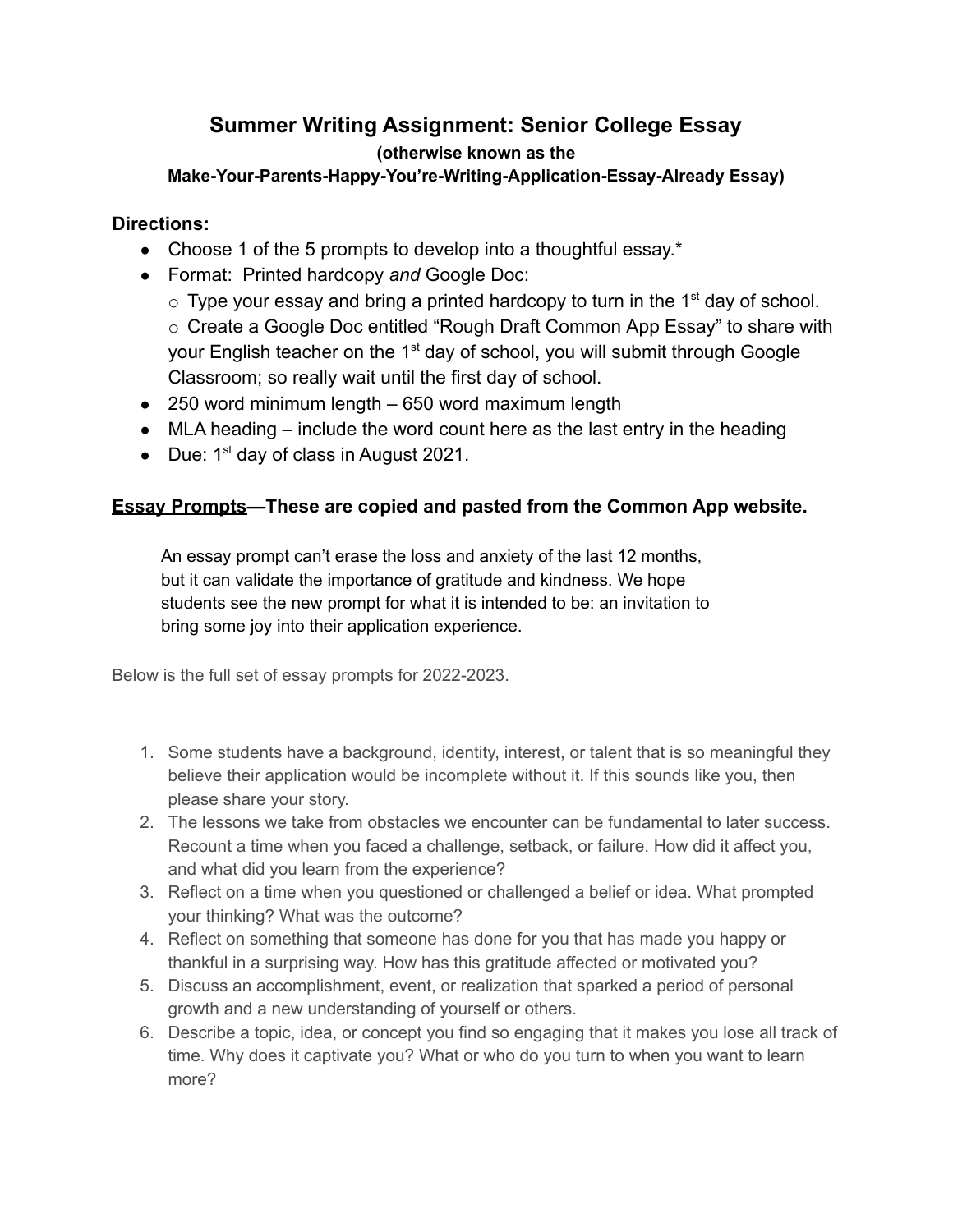# Summer Writing Assignment: Senior College Essay

**(otherwise known as the**
**Make-Your-Parents-Happy-You're-Writing-Application-Essay-Already Essay)**

### Directions:

- Choose 1 of the 5 prompts to develop into a thoughtful essay.*
- Format: Printed hardcopy *and* Google Doc:
  - Type your essay and bring a printed hardcopy to turn in the 1st day of school.
  - Create a Google Doc entitled "Rough Draft Common App Essay" to share with your English teacher on the 1st day of school, you will submit through Google Classroom; so really wait until the first day of school.
- 250 word minimum length – 650 word maximum length
- MLA heading – include the word count here as the last entry in the heading
- Due: 1st day of class in August 2021.

### <u>Essay Prompts</u>—These are copied and pasted from the Common App website.

> An essay prompt can't erase the loss and anxiety of the last 12 months, but it can validate the importance of gratitude and kindness. We hope students see the new prompt for what it is intended to be: an invitation to bring some joy into their application experience.

Below is the full set of essay prompts for 2022-2023.

1. Some students have a background, identity, interest, or talent that is so meaningful they believe their application would be incomplete without it. If this sounds like you, then please share your story.
2. The lessons we take from obstacles we encounter can be fundamental to later success. Recount a time when you faced a challenge, setback, or failure. How did it affect you, and what did you learn from the experience?
3. Reflect on a time when you questioned or challenged a belief or idea. What prompted your thinking? What was the outcome?
4. Reflect on something that someone has done for you that has made you happy or thankful in a surprising way. How has this gratitude affected or motivated you?
5. Discuss an accomplishment, event, or realization that sparked a period of personal growth and a new understanding of yourself or others.
6. Describe a topic, idea, or concept you find so engaging that it makes you lose all track of time. Why does it captivate you? What or who do you turn to when you want to learn more?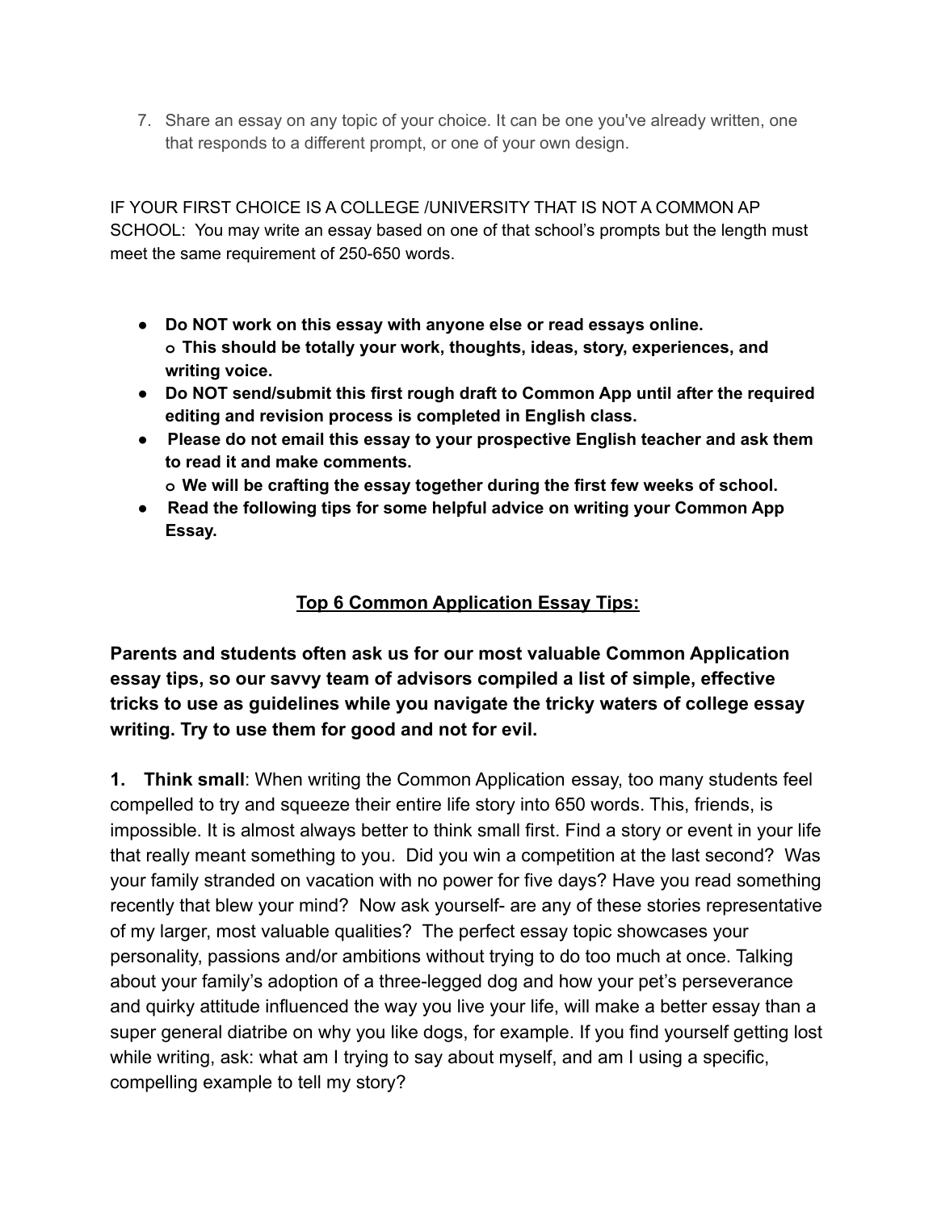7. Share an essay on any topic of your choice. It can be one you've already written, one that responds to a different prompt, or one of your own design.

IF YOUR FIRST CHOICE IS A COLLEGE /UNIVERSITY THAT IS NOT A COMMON AP SCHOOL: You may write an essay based on one of that school's prompts but the length must meet the same requirement of 250-650 words.

- **Do NOT work on this essay with anyone else or read essays online.**
  - **This should be totally your work, thoughts, ideas, story, experiences, and writing voice.**
- **Do NOT send/submit this first rough draft to Common App until after the required editing and revision process is completed in English class.**
- **Please do not email this essay to your prospective English teacher and ask them to read it and make comments.**
  - **We will be crafting the essay together during the first few weeks of school.**
- **Read the following tips for some helpful advice on writing your Common App Essay.**

## <u>Top 6 Common Application Essay Tips:</u>

**Parents and students often ask us for our most valuable Common Application essay tips, so our savvy team of advisors compiled a list of simple, effective tricks to use as guidelines while you navigate the tricky waters of college essay writing. Try to use them for good and not for evil.**

**1. Think small**: When writing the Common Application essay, too many students feel compelled to try and squeeze their entire life story into 650 words. This, friends, is impossible. It is almost always better to think small first. Find a story or event in your life that really meant something to you. Did you win a competition at the last second? Was your family stranded on vacation with no power for five days? Have you read something recently that blew your mind? Now ask yourself- are any of these stories representative of my larger, most valuable qualities? The perfect essay topic showcases your personality, passions and/or ambitions without trying to do too much at once. Talking about your family's adoption of a three-legged dog and how your pet's perseverance and quirky attitude influenced the way you live your life, will make a better essay than a super general diatribe on why you like dogs, for example. If you find yourself getting lost while writing, ask: what am I trying to say about myself, and am I using a specific, compelling example to tell my story?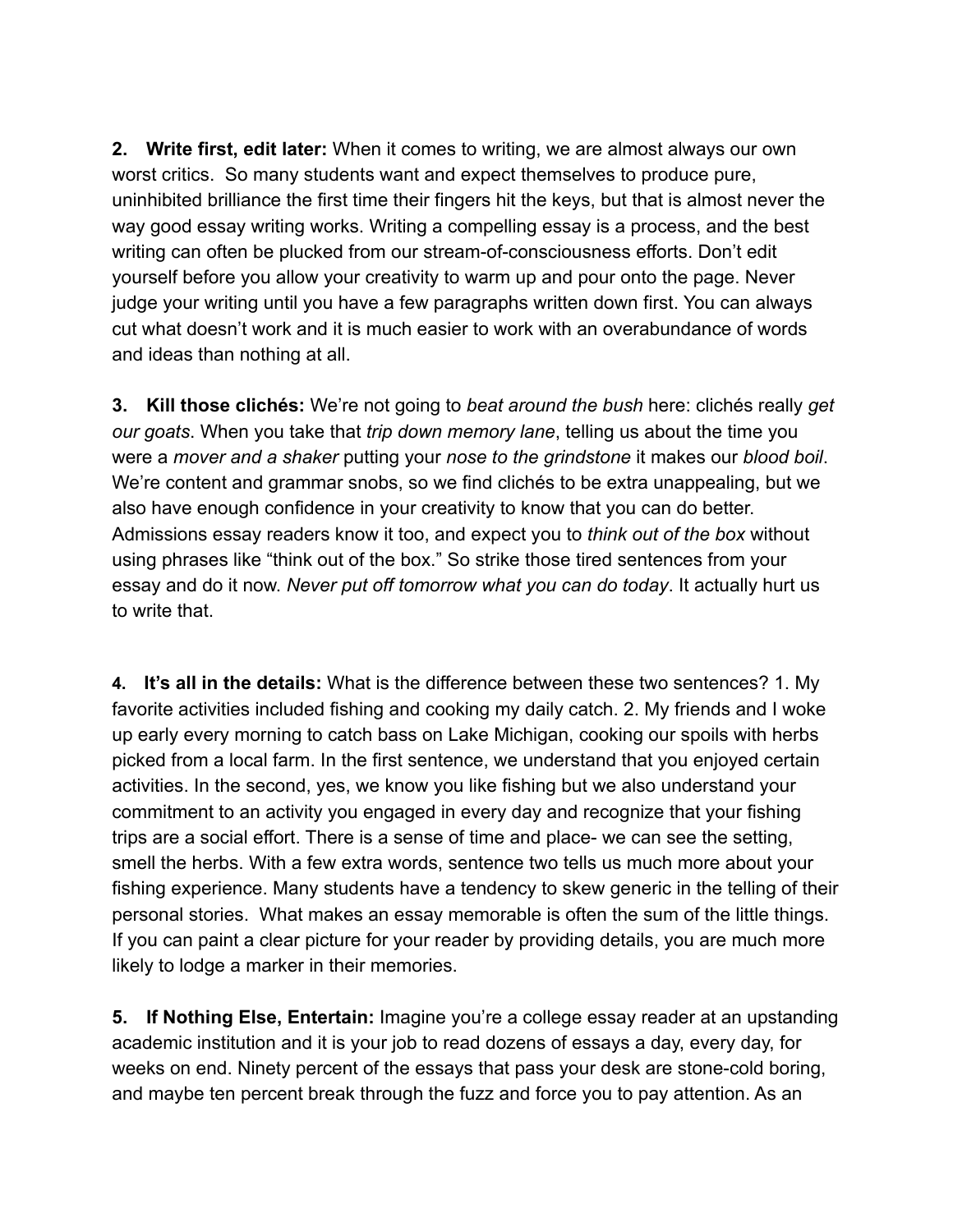**2. Write first, edit later:** When it comes to writing, we are almost always our own worst critics. So many students want and expect themselves to produce pure, uninhibited brilliance the first time their fingers hit the keys, but that is almost never the way good essay writing works. Writing a compelling essay is a process, and the best writing can often be plucked from our stream-of-consciousness efforts. Don't edit yourself before you allow your creativity to warm up and pour onto the page. Never judge your writing until you have a few paragraphs written down first. You can always cut what doesn't work and it is much easier to work with an overabundance of words and ideas than nothing at all.

**3. Kill those clichés:** We're not going to *beat around the bush* here: clichés really *get our goats*. When you take that *trip down memory lane*, telling us about the time you were a *mover and a shaker* putting your *nose to the grindstone* it makes our *blood boil*. We're content and grammar snobs, so we find clichés to be extra unappealing, but we also have enough confidence in your creativity to know that you can do better. Admissions essay readers know it too, and expect you to *think out of the box* without using phrases like "think out of the box." So strike those tired sentences from your essay and do it now. *Never put off tomorrow what you can do today*. It actually hurt us to write that.

**4. It's all in the details:** What is the difference between these two sentences? 1. My favorite activities included fishing and cooking my daily catch. 2. My friends and I woke up early every morning to catch bass on Lake Michigan, cooking our spoils with herbs picked from a local farm. In the first sentence, we understand that you enjoyed certain activities. In the second, yes, we know you like fishing but we also understand your commitment to an activity you engaged in every day and recognize that your fishing trips are a social effort. There is a sense of time and place- we can see the setting, smell the herbs. With a few extra words, sentence two tells us much more about your fishing experience. Many students have a tendency to skew generic in the telling of their personal stories. What makes an essay memorable is often the sum of the little things. If you can paint a clear picture for your reader by providing details, you are much more likely to lodge a marker in their memories.

**5. If Nothing Else, Entertain:** Imagine you're a college essay reader at an upstanding academic institution and it is your job to read dozens of essays a day, every day, for weeks on end. Ninety percent of the essays that pass your desk are stone-cold boring, and maybe ten percent break through the fuzz and force you to pay attention. As an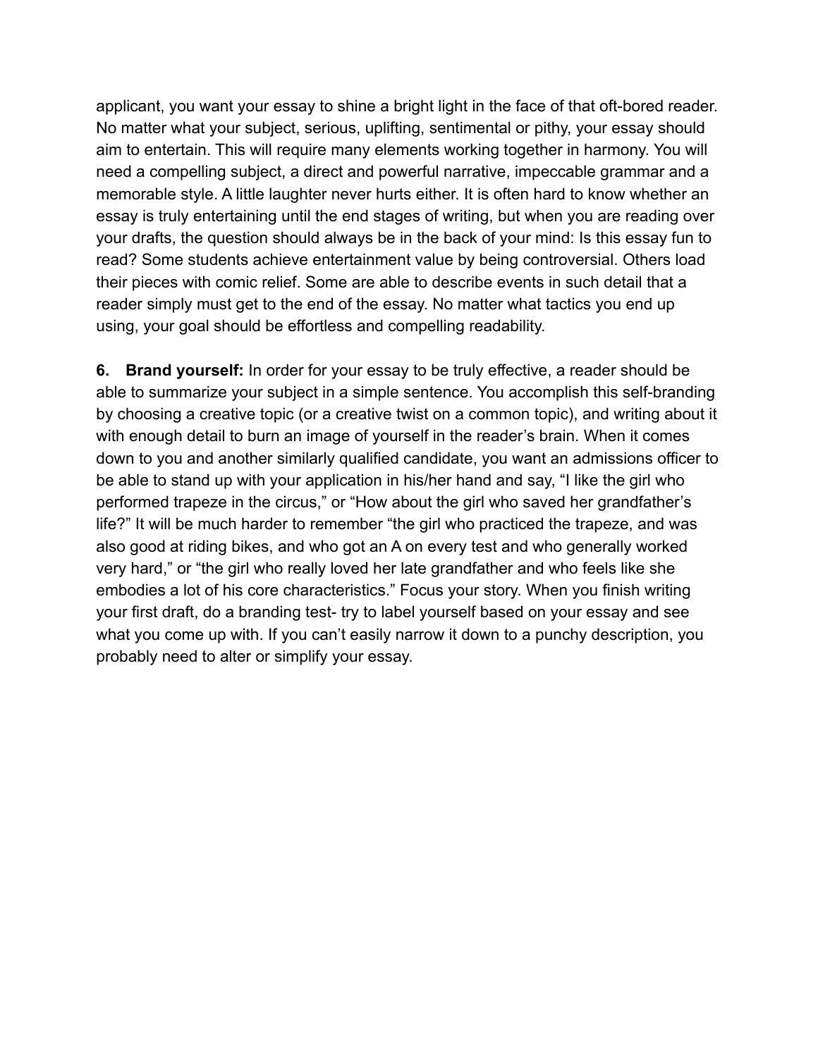applicant, you want your essay to shine a bright light in the face of that oft-bored reader. No matter what your subject, serious, uplifting, sentimental or pithy, your essay should aim to entertain. This will require many elements working together in harmony. You will need a compelling subject, a direct and powerful narrative, impeccable grammar and a memorable style. A little laughter never hurts either. It is often hard to know whether an essay is truly entertaining until the end stages of writing, but when you are reading over your drafts, the question should always be in the back of your mind: Is this essay fun to read? Some students achieve entertainment value by being controversial. Others load their pieces with comic relief. Some are able to describe events in such detail that a reader simply must get to the end of the essay. No matter what tactics you end up using, your goal should be effortless and compelling readability.

**6. Brand yourself:** In order for your essay to be truly effective, a reader should be able to summarize your subject in a simple sentence. You accomplish this self-branding by choosing a creative topic (or a creative twist on a common topic), and writing about it with enough detail to burn an image of yourself in the reader's brain. When it comes down to you and another similarly qualified candidate, you want an admissions officer to be able to stand up with your application in his/her hand and say, "I like the girl who performed trapeze in the circus," or "How about the girl who saved her grandfather's life?" It will be much harder to remember "the girl who practiced the trapeze, and was also good at riding bikes, and who got an A on every test and who generally worked very hard," or "the girl who really loved her late grandfather and who feels like she embodies a lot of his core characteristics." Focus your story. When you finish writing your first draft, do a branding test- try to label yourself based on your essay and see what you come up with. If you can't easily narrow it down to a punchy description, you probably need to alter or simplify your essay.